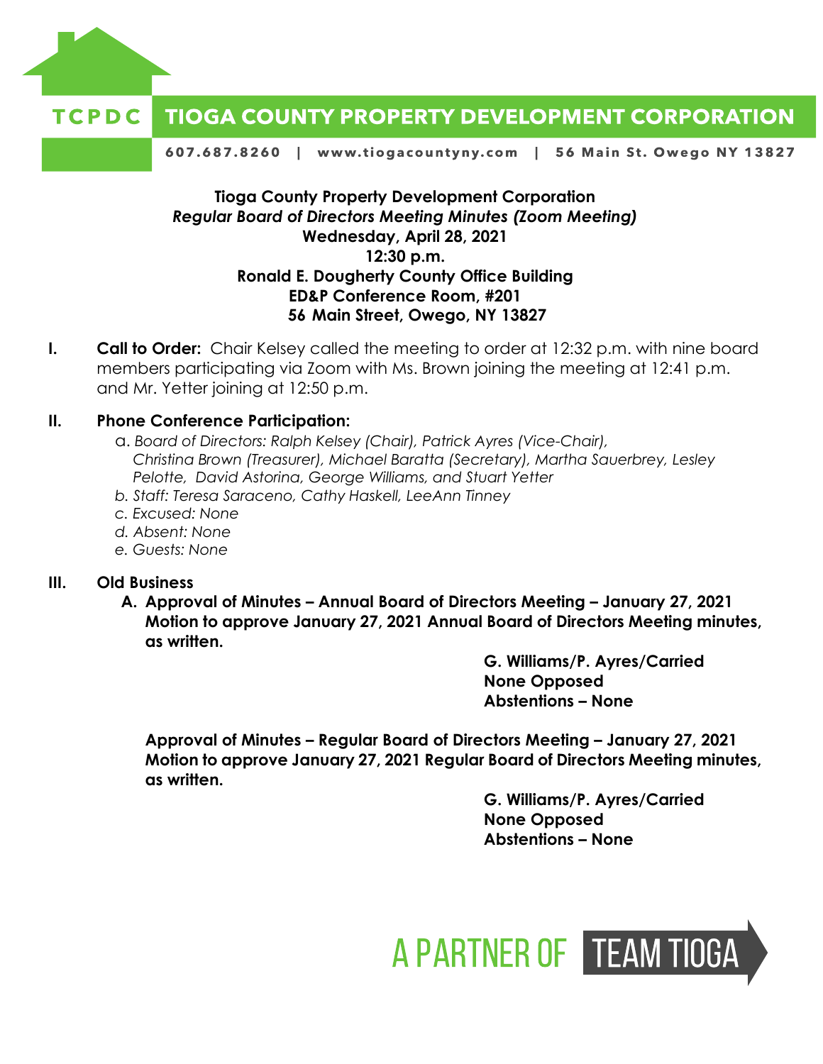**TCPDC** **TIOGA COUNTY PROPERTY DEVELOPMENT CORPORATION**

607.687.8260 | www.tiogacountyny.com | 56 Main St. Owego NY 13827

**Tioga County Property Development Corporation**
***Regular Board of Directors Meeting Minutes (Zoom Meeting)***
**Wednesday, April 28, 2021**
**12:30 p.m.**
**Ronald E. Dougherty County Office Building**
**ED&P Conference Room, #201**
**56 Main Street, Owego, NY 13827**

**I. Call to Order:** Chair Kelsey called the meeting to order at 12:32 p.m. with nine board members participating via Zoom with Ms. Brown joining the meeting at 12:41 p.m. and Mr. Yetter joining at 12:50 p.m.

**II. Phone Conference Participation:**

a. *Board of Directors: Ralph Kelsey (Chair), Patrick Ayres (Vice-Chair), Christina Brown (Treasurer), Michael Baratta (Secretary), Martha Sauerbrey, Lesley Pelotte, David Astorina, George Williams, and Stuart Yetter*

b. *Staff: Teresa Saraceno, Cathy Haskell, LeeAnn Tinney*

c. *Excused: None*

d. *Absent: None*

e. *Guests: None*

**III. Old Business**

**A. Approval of Minutes – Annual Board of Directors Meeting – January 27, 2021**
**Motion to approve January 27, 2021 Annual Board of Directors Meeting minutes, as written.**

**G. Williams/P. Ayres/Carried**
**None Opposed**
**Abstentions – None**

**Approval of Minutes – Regular Board of Directors Meeting – January 27, 2021**
**Motion to approve January 27, 2021 Regular Board of Directors Meeting minutes, as written.**

**G. Williams/P. Ayres/Carried**
**None Opposed**
**Abstentions – None**

A PARTNER OF TEAM TIOGA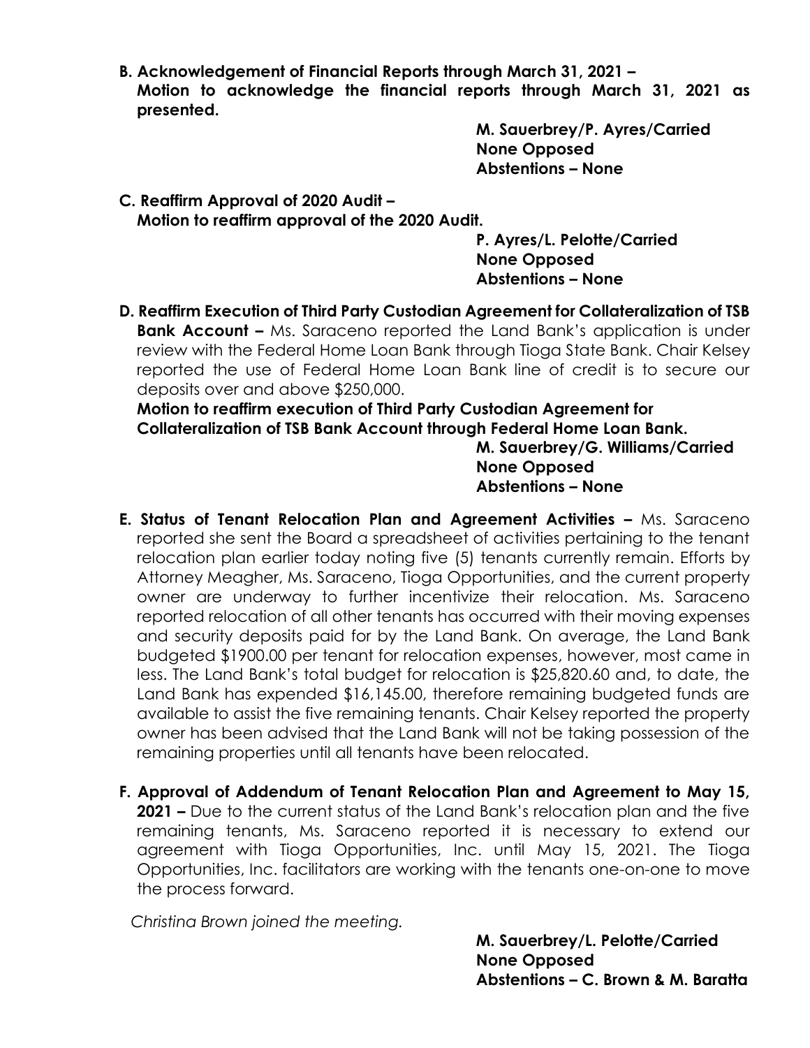**B. Acknowledgement of Financial Reports through March 31, 2021 –**
**Motion to acknowledge the financial reports through March 31, 2021 as presented.**

**M. Sauerbrey/P. Ayres/Carried**
**None Opposed**
**Abstentions – None**

**C. Reaffirm Approval of 2020 Audit –**
**Motion to reaffirm approval of the 2020 Audit.**

**P. Ayres/L. Pelotte/Carried**
**None Opposed**
**Abstentions – None**

**D. Reaffirm Execution of Third Party Custodian Agreement for Collateralization of TSB Bank Account –** Ms. Saraceno reported the Land Bank's application is under review with the Federal Home Loan Bank through Tioga State Bank. Chair Kelsey reported the use of Federal Home Loan Bank line of credit is to secure our deposits over and above $250,000.

**Motion to reaffirm execution of Third Party Custodian Agreement for Collateralization of TSB Bank Account through Federal Home Loan Bank.**

**M. Sauerbrey/G. Williams/Carried**
**None Opposed**
**Abstentions – None**

**E. Status of Tenant Relocation Plan and Agreement Activities –** Ms. Saraceno reported she sent the Board a spreadsheet of activities pertaining to the tenant relocation plan earlier today noting five (5) tenants currently remain. Efforts by Attorney Meagher, Ms. Saraceno, Tioga Opportunities, and the current property owner are underway to further incentivize their relocation. Ms. Saraceno reported relocation of all other tenants has occurred with their moving expenses and security deposits paid for by the Land Bank. On average, the Land Bank budgeted $1900.00 per tenant for relocation expenses, however, most came in less. The Land Bank's total budget for relocation is $25,820.60 and, to date, the Land Bank has expended $16,145.00, therefore remaining budgeted funds are available to assist the five remaining tenants. Chair Kelsey reported the property owner has been advised that the Land Bank will not be taking possession of the remaining properties until all tenants have been relocated.

**F. Approval of Addendum of Tenant Relocation Plan and Agreement to May 15, 2021 –** Due to the current status of the Land Bank's relocation plan and the five remaining tenants, Ms. Saraceno reported it is necessary to extend our agreement with Tioga Opportunities, Inc. until May 15, 2021. The Tioga Opportunities, Inc. facilitators are working with the tenants one-on-one to move the process forward.

*Christina Brown joined the meeting.*

**M. Sauerbrey/L. Pelotte/Carried**
**None Opposed**
**Abstentions – C. Brown & M. Baratta**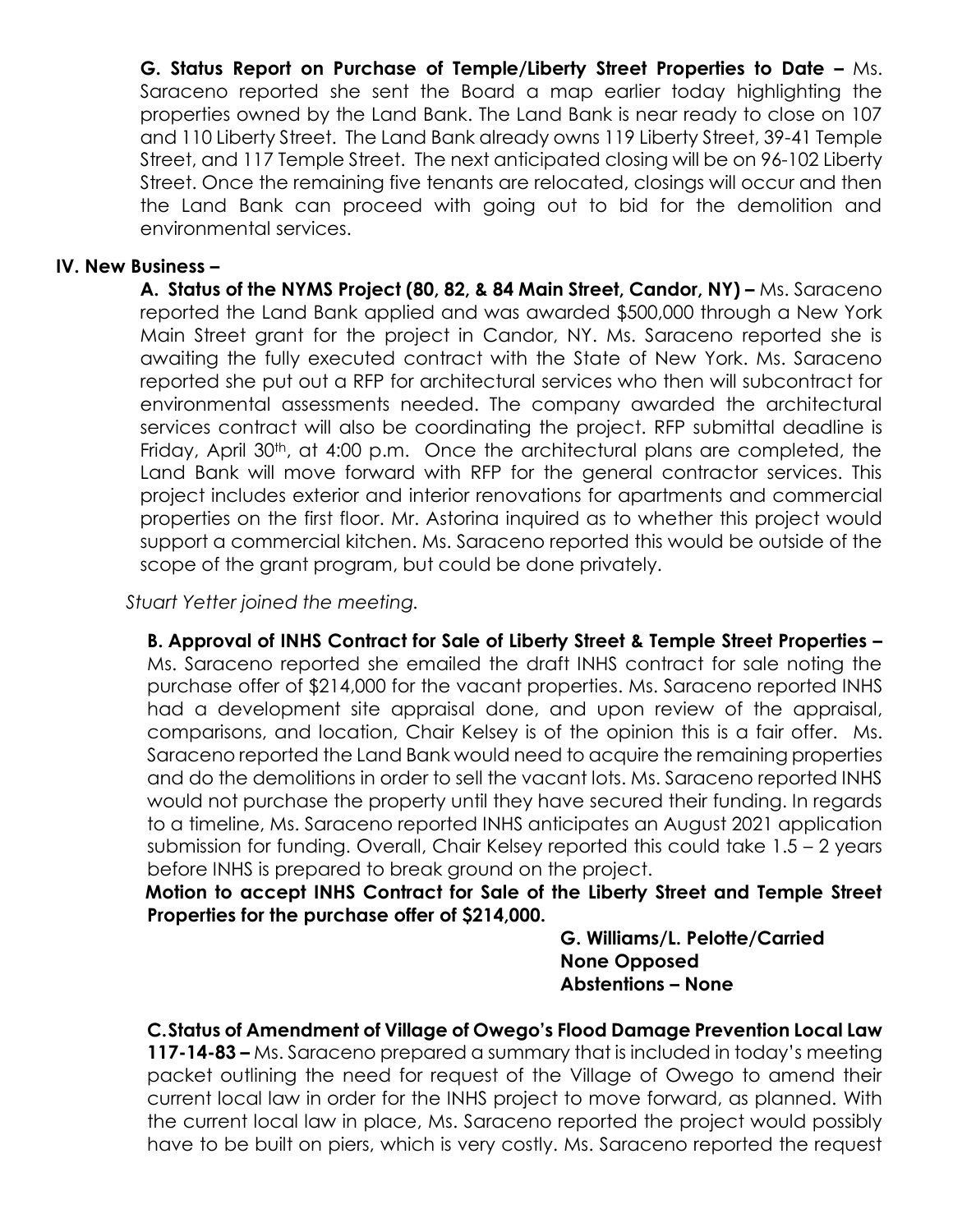**G. Status Report on Purchase of Temple/Liberty Street Properties to Date –** Ms. Saraceno reported she sent the Board a map earlier today highlighting the properties owned by the Land Bank. The Land Bank is near ready to close on 107 and 110 Liberty Street. The Land Bank already owns 119 Liberty Street, 39-41 Temple Street, and 117 Temple Street. The next anticipated closing will be on 96-102 Liberty Street. Once the remaining five tenants are relocated, closings will occur and then the Land Bank can proceed with going out to bid for the demolition and environmental services.

## IV. New Business –

**A. Status of the NYMS Project (80, 82, & 84 Main Street, Candor, NY) –** Ms. Saraceno reported the Land Bank applied and was awarded $500,000 through a New York Main Street grant for the project in Candor, NY. Ms. Saraceno reported she is awaiting the fully executed contract with the State of New York. Ms. Saraceno reported she put out a RFP for architectural services who then will subcontract for environmental assessments needed. The company awarded the architectural services contract will also be coordinating the project. RFP submittal deadline is Friday, April 30th, at 4:00 p.m. Once the architectural plans are completed, the Land Bank will move forward with RFP for the general contractor services. This project includes exterior and interior renovations for apartments and commercial properties on the first floor. Mr. Astorina inquired as to whether this project would support a commercial kitchen. Ms. Saraceno reported this would be outside of the scope of the grant program, but could be done privately.

*Stuart Yetter joined the meeting.*

**B. Approval of INHS Contract for Sale of Liberty Street & Temple Street Properties –** Ms. Saraceno reported she emailed the draft INHS contract for sale noting the purchase offer of $214,000 for the vacant properties. Ms. Saraceno reported INHS had a development site appraisal done, and upon review of the appraisal, comparisons, and location, Chair Kelsey is of the opinion this is a fair offer. Ms. Saraceno reported the Land Bank would need to acquire the remaining properties and do the demolitions in order to sell the vacant lots. Ms. Saraceno reported INHS would not purchase the property until they have secured their funding. In regards to a timeline, Ms. Saraceno reported INHS anticipates an August 2021 application submission for funding. Overall, Chair Kelsey reported this could take 1.5 – 2 years before INHS is prepared to break ground on the project.

**Motion to accept INHS Contract for Sale of the Liberty Street and Temple Street Properties for the purchase offer of $214,000.**

**G. Williams/L. Pelotte/Carried**
**None Opposed**
**Abstentions – None**

**C. Status of Amendment of Village of Owego's Flood Damage Prevention Local Law 117-14-83 –** Ms. Saraceno prepared a summary that is included in today's meeting packet outlining the need for request of the Village of Owego to amend their current local law in order for the INHS project to move forward, as planned. With the current local law in place, Ms. Saraceno reported the project would possibly have to be built on piers, which is very costly. Ms. Saraceno reported the request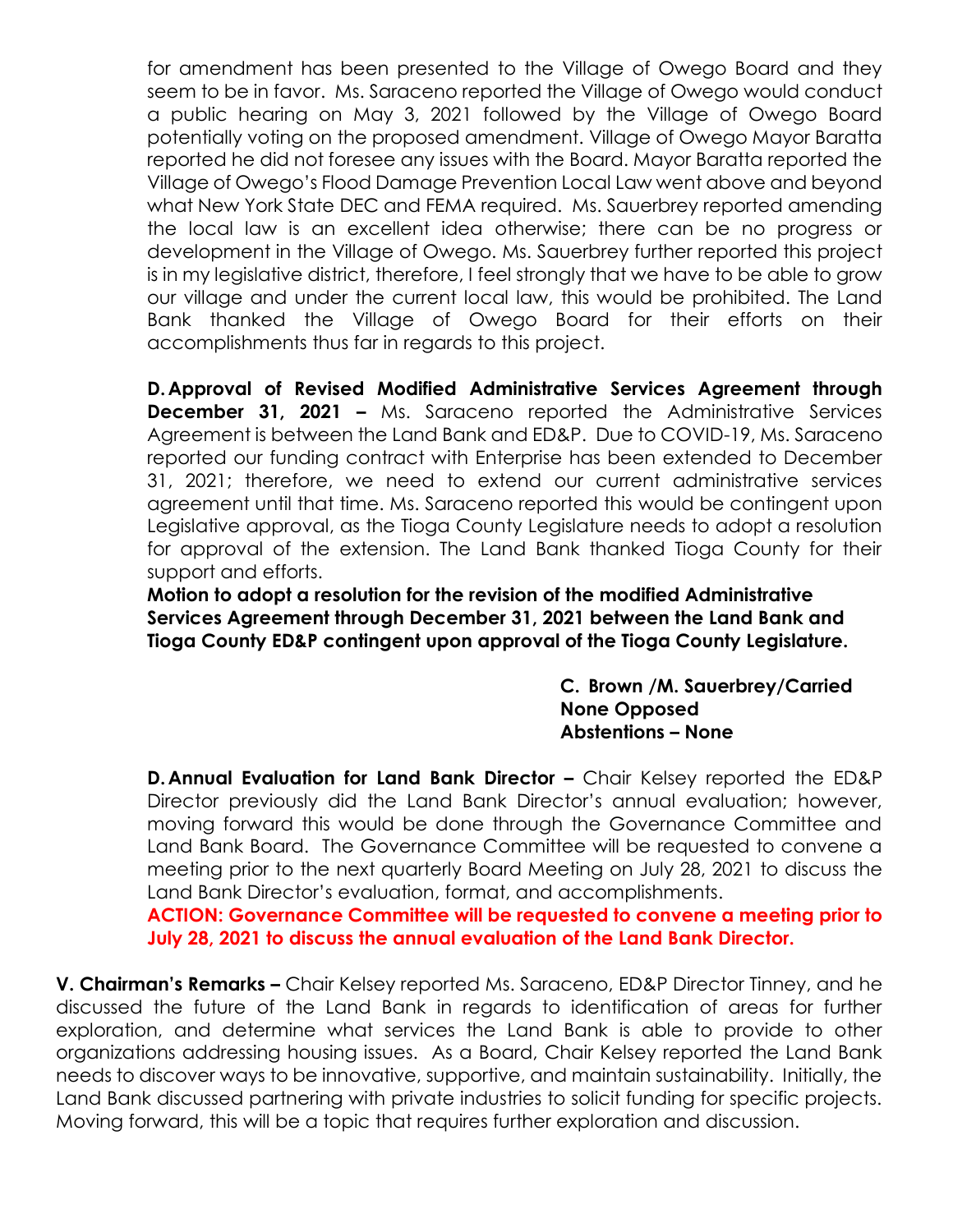for amendment has been presented to the Village of Owego Board and they seem to be in favor. Ms. Saraceno reported the Village of Owego would conduct a public hearing on May 3, 2021 followed by the Village of Owego Board potentially voting on the proposed amendment. Village of Owego Mayor Baratta reported he did not foresee any issues with the Board. Mayor Baratta reported the Village of Owego's Flood Damage Prevention Local Law went above and beyond what New York State DEC and FEMA required. Ms. Sauerbrey reported amending the local law is an excellent idea otherwise; there can be no progress or development in the Village of Owego. Ms. Sauerbrey further reported this project is in my legislative district, therefore, I feel strongly that we have to be able to grow our village and under the current local law, this would be prohibited. The Land Bank thanked the Village of Owego Board for their efforts on their accomplishments thus far in regards to this project.

**D. Approval of Revised Modified Administrative Services Agreement through December 31, 2021 –** Ms. Saraceno reported the Administrative Services Agreement is between the Land Bank and ED&P. Due to COVID-19, Ms. Saraceno reported our funding contract with Enterprise has been extended to December 31, 2021; therefore, we need to extend our current administrative services agreement until that time. Ms. Saraceno reported this would be contingent upon Legislative approval, as the Tioga County Legislature needs to adopt a resolution for approval of the extension. The Land Bank thanked Tioga County for their support and efforts.

**Motion to adopt a resolution for the revision of the modified Administrative Services Agreement through December 31, 2021 between the Land Bank and Tioga County ED&P contingent upon approval of the Tioga County Legislature.**

**C. Brown /M. Sauerbrey/Carried**
**None Opposed**
**Abstentions – None**

**D. Annual Evaluation for Land Bank Director –** Chair Kelsey reported the ED&P Director previously did the Land Bank Director's annual evaluation; however, moving forward this would be done through the Governance Committee and Land Bank Board. The Governance Committee will be requested to convene a meeting prior to the next quarterly Board Meeting on July 28, 2021 to discuss the Land Bank Director's evaluation, format, and accomplishments.

**ACTION: Governance Committee will be requested to convene a meeting prior to July 28, 2021 to discuss the annual evaluation of the Land Bank Director.**

**V. Chairman's Remarks –** Chair Kelsey reported Ms. Saraceno, ED&P Director Tinney, and he discussed the future of the Land Bank in regards to identification of areas for further exploration, and determine what services the Land Bank is able to provide to other organizations addressing housing issues. As a Board, Chair Kelsey reported the Land Bank needs to discover ways to be innovative, supportive, and maintain sustainability. Initially, the Land Bank discussed partnering with private industries to solicit funding for specific projects. Moving forward, this will be a topic that requires further exploration and discussion.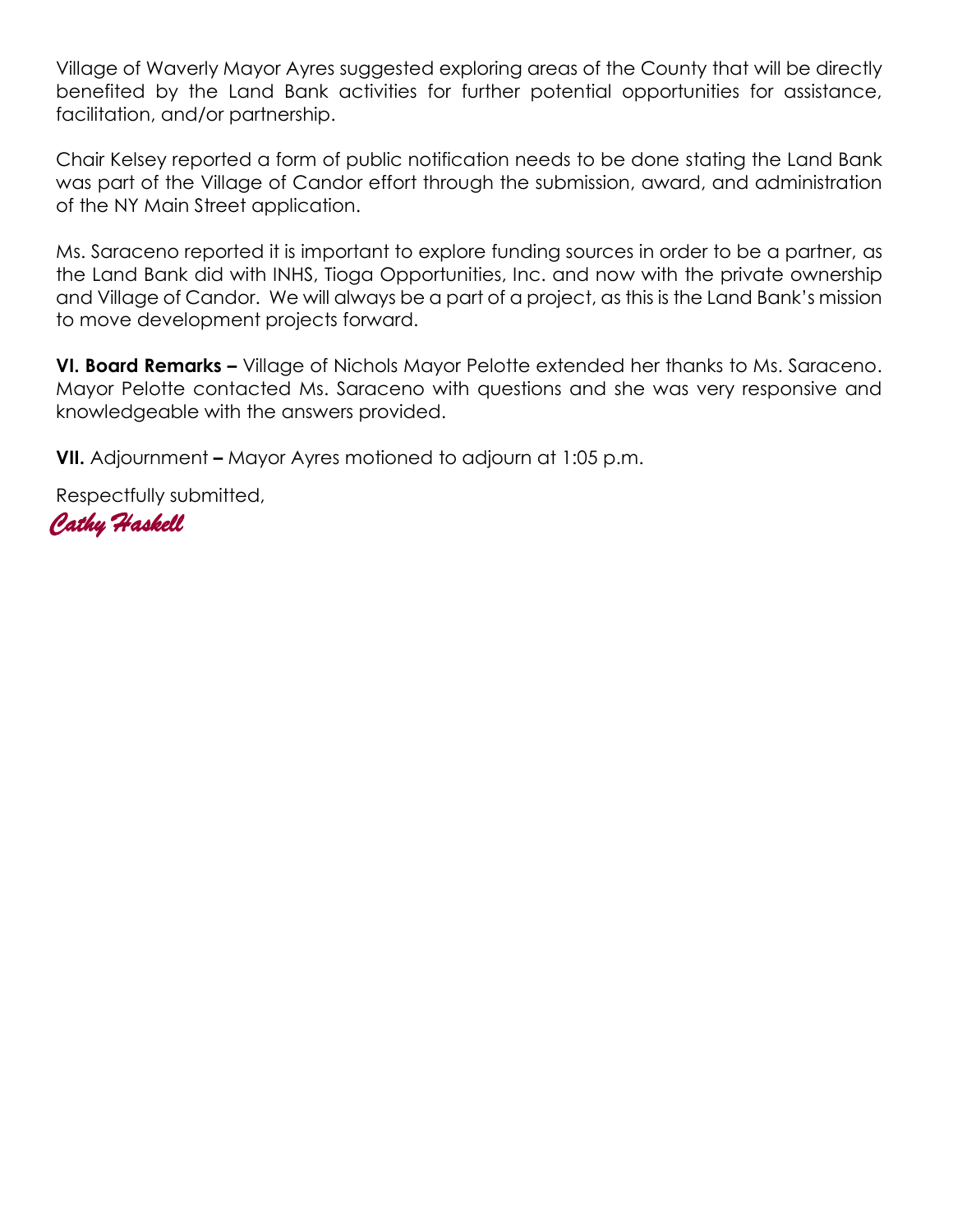Village of Waverly Mayor Ayres suggested exploring areas of the County that will be directly benefited by the Land Bank activities for further potential opportunities for assistance, facilitation, and/or partnership.

Chair Kelsey reported a form of public notification needs to be done stating the Land Bank was part of the Village of Candor effort through the submission, award, and administration of the NY Main Street application.

Ms. Saraceno reported it is important to explore funding sources in order to be a partner, as the Land Bank did with INHS, Tioga Opportunities, Inc. and now with the private ownership and Village of Candor. We will always be a part of a project, as this is the Land Bank's mission to move development projects forward.

**VI. Board Remarks –** Village of Nichols Mayor Pelotte extended her thanks to Ms. Saraceno. Mayor Pelotte contacted Ms. Saraceno with questions and she was very responsive and knowledgeable with the answers provided.

**VII.** Adjournment **–** Mayor Ayres motioned to adjourn at 1:05 p.m.

Respectfully submitted,

*Cathy Haskell*